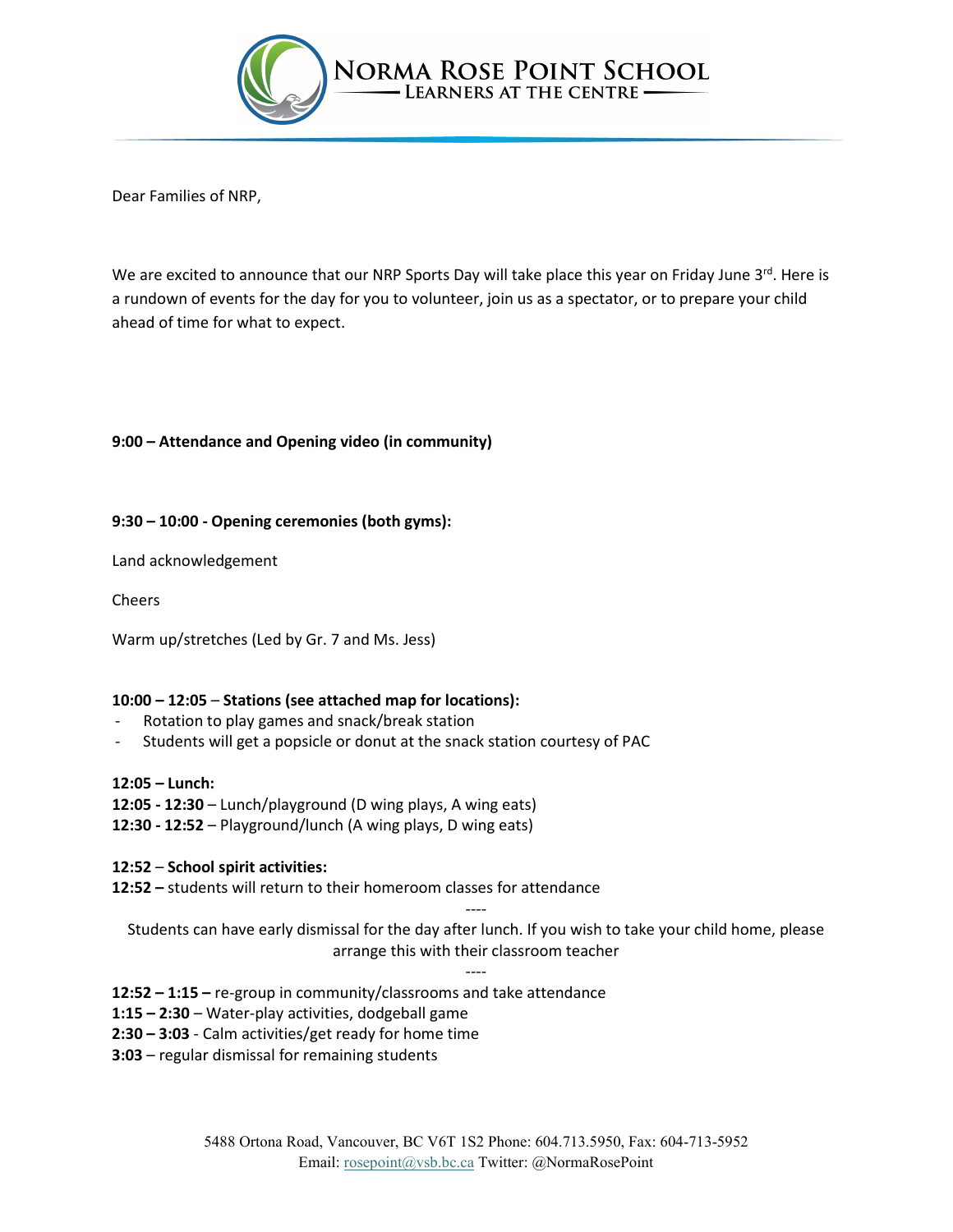NORMA ROSE POINT SCHOOL
LEARNERS AT THE CENTRE

Dear Families of NRP,

We are excited to announce that our NRP Sports Day will take place this year on Friday June 3rd. Here is a rundown of events for the day for you to volunteer, join us as a spectator, or to prepare your child ahead of time for what to expect.

**9:00 – Attendance and Opening video (in community)**

**9:30 – 10:00 - Opening ceremonies (both gyms):**

Land acknowledgement

Cheers

Warm up/stretches (Led by Gr. 7 and Ms. Jess)

**10:00 – 12:05** – **Stations (see attached map for locations):**

- Rotation to play games and snack/break station
- Students will get a popsicle or donut at the snack station courtesy of PAC

**12:05 – Lunch:**
**12:05 - 12:30** – Lunch/playground (D wing plays, A wing eats)
**12:30 - 12:52** – Playground/lunch (A wing plays, D wing eats)

**12:52** – **School spirit activities:**
**12:52 –** students will return to their homeroom classes for attendance

----

Students can have early dismissal for the day after lunch. If you wish to take your child home, please arrange this with their classroom teacher

----

**12:52 – 1:15 –** re-group in community/classrooms and take attendance
**1:15 – 2:30** – Water-play activities, dodgeball game
**2:30 – 3:03** - Calm activities/get ready for home time
**3:03** – regular dismissal for remaining students

5488 Ortona Road, Vancouver, BC V6T 1S2 Phone: 604.713.5950, Fax: 604-713-5952
Email: rosepoint@vsb.bc.ca Twitter: @NormaRosePoint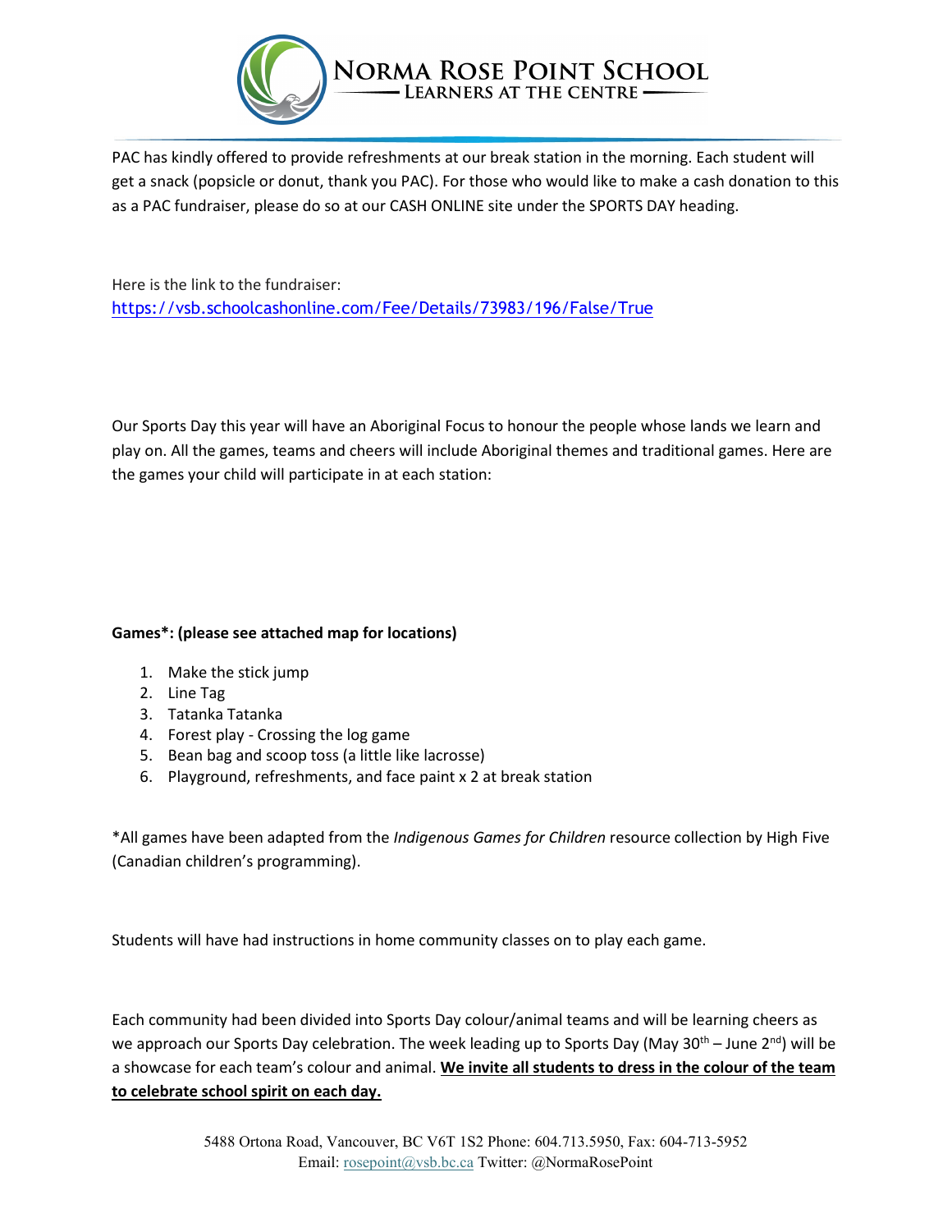PAC has kindly offered to provide refreshments at our break station in the morning. Each student will get a snack (popsicle or donut, thank you PAC). For those who would like to make a cash donation to this as a PAC fundraiser, please do so at our CASH ONLINE site under the SPORTS DAY heading.

Here is the link to the fundraiser:
https://vsb.schoolcashonline.com/Fee/Details/73983/196/False/True

Our Sports Day this year will have an Aboriginal Focus to honour the people whose lands we learn and play on. All the games, teams and cheers will include Aboriginal themes and traditional games. Here are the games your child will participate in at each station:

**Games*: (please see attached map for locations)**

1. Make the stick jump
2. Line Tag
3. Tatanka Tatanka
4. Forest play - Crossing the log game
5. Bean bag and scoop toss (a little like lacrosse)
6. Playground, refreshments, and face paint x 2 at break station

*All games have been adapted from the *Indigenous Games for Children* resource collection by High Five (Canadian children's programming).

Students will have had instructions in home community classes on to play each game.

Each community had been divided into Sports Day colour/animal teams and will be learning cheers as we approach our Sports Day celebration. The week leading up to Sports Day (May 30th – June 2nd) will be a showcase for each team's colour and animal. **<u>We invite all students to dress in the colour of the team to celebrate school spirit on each day.</u>**

5488 Ortona Road, Vancouver, BC V6T 1S2 Phone: 604.713.5950, Fax: 604-713-5952
Email: rosepoint@vsb.bc.ca Twitter: @NormaRosePoint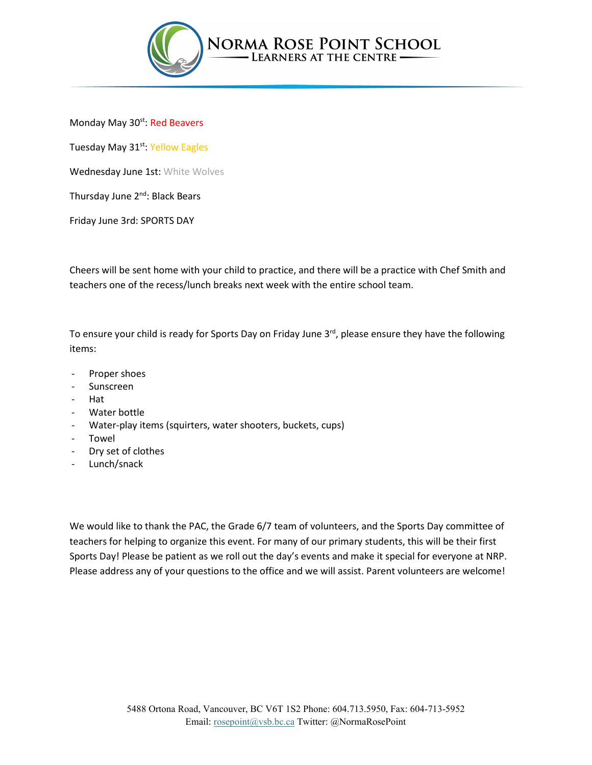Monday May 30st: Red Beavers

Tuesday May 31st: Yellow Eagles

Wednesday June 1st: White Wolves

Thursday June 2nd: Black Bears

Friday June 3rd: SPORTS DAY

Cheers will be sent home with your child to practice, and there will be a practice with Chef Smith and teachers one of the recess/lunch breaks next week with the entire school team.

To ensure your child is ready for Sports Day on Friday June 3rd, please ensure they have the following items:

- Proper shoes
- Sunscreen
- Hat
- Water bottle
- Water-play items (squirters, water shooters, buckets, cups)
- Towel
- Dry set of clothes
- Lunch/snack

We would like to thank the PAC, the Grade 6/7 team of volunteers, and the Sports Day committee of teachers for helping to organize this event. For many of our primary students, this will be their first Sports Day! Please be patient as we roll out the day's events and make it special for everyone at NRP. Please address any of your questions to the office and we will assist. Parent volunteers are welcome!